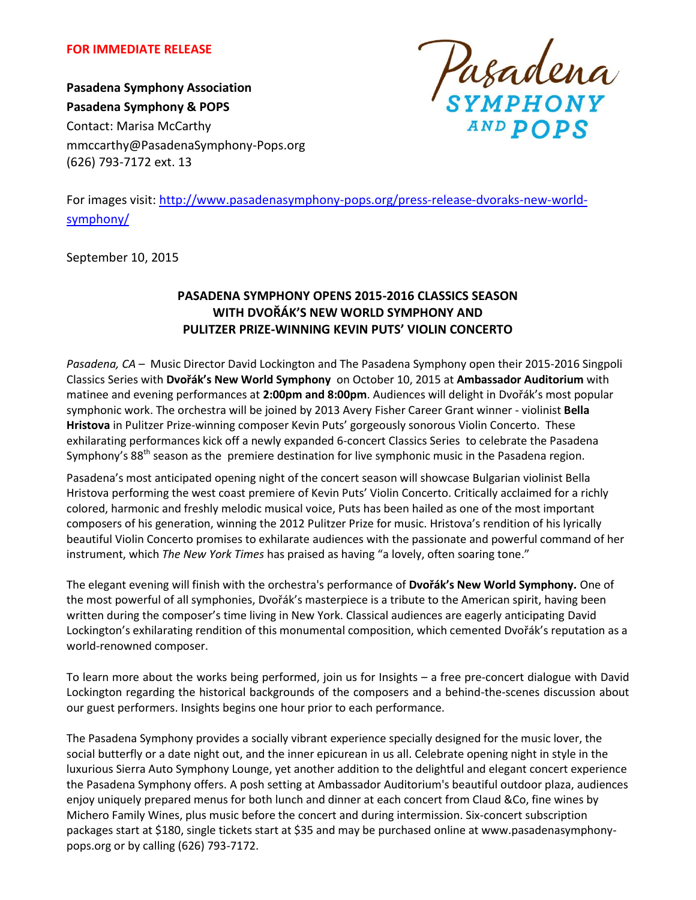**FOR IMMEDIATE RELEASE**

**Pasadena Symphony Association**
**Pasadena Symphony & POPS**
Contact: Marisa McCarthy
mmccarthy@PasadenaSymphony-Pops.org
(626) 793-7172 ext. 13

Pasadena SYMPHONY AND POPS

For images visit: [http://www.pasadenasymphony-pops.org/press-release-dvoraks-new-world-symphony/](http://www.pasadenasymphony-pops.org/press-release-dvoraks-new-world-symphony/)

September 10, 2015

## PASADENA SYMPHONY OPENS 2015-2016 CLASSICS SEASON WITH DVOŘÁK'S NEW WORLD SYMPHONY AND PULITZER PRIZE-WINNING KEVIN PUTS' VIOLIN CONCERTO

*Pasadena, CA* – Music Director David Lockington and The Pasadena Symphony open their 2015-2016 Singpoli Classics Series with **Dvořák's New World Symphony** on October 10, 2015 at **Ambassador Auditorium** with matinee and evening performances at **2:00pm and 8:00pm**. Audiences will delight in Dvořák's most popular symphonic work. The orchestra will be joined by 2013 Avery Fisher Career Grant winner - violinist **Bella Hristova** in Pulitzer Prize-winning composer Kevin Puts' gorgeously sonorous Violin Concerto. These exhilarating performances kick off a newly expanded 6-concert Classics Series to celebrate the Pasadena Symphony's 88th season as the premiere destination for live symphonic music in the Pasadena region.

Pasadena's most anticipated opening night of the concert season will showcase Bulgarian violinist Bella Hristova performing the west coast premiere of Kevin Puts' Violin Concerto. Critically acclaimed for a richly colored, harmonic and freshly melodic musical voice, Puts has been hailed as one of the most important composers of his generation, winning the 2012 Pulitzer Prize for music. Hristova's rendition of his lyrically beautiful Violin Concerto promises to exhilarate audiences with the passionate and powerful command of her instrument, which *The New York Times* has praised as having "a lovely, often soaring tone."

The elegant evening will finish with the orchestra's performance of **Dvořák's New World Symphony.** One of the most powerful of all symphonies, Dvořák's masterpiece is a tribute to the American spirit, having been written during the composer's time living in New York. Classical audiences are eagerly anticipating David Lockington's exhilarating rendition of this monumental composition, which cemented Dvořák's reputation as a world-renowned composer.

To learn more about the works being performed, join us for Insights – a free pre-concert dialogue with David Lockington regarding the historical backgrounds of the composers and a behind-the-scenes discussion about our guest performers. Insights begins one hour prior to each performance.

The Pasadena Symphony provides a socially vibrant experience specially designed for the music lover, the social butterfly or a date night out, and the inner epicurean in us all. Celebrate opening night in style in the luxurious Sierra Auto Symphony Lounge, yet another addition to the delightful and elegant concert experience the Pasadena Symphony offers. A posh setting at Ambassador Auditorium's beautiful outdoor plaza, audiences enjoy uniquely prepared menus for both lunch and dinner at each concert from Claud &Co, fine wines by Michero Family Wines, plus music before the concert and during intermission. Six-concert subscription packages start at $180, single tickets start at $35 and may be purchased online at www.pasadenasymphony-pops.org or by calling (626) 793-7172.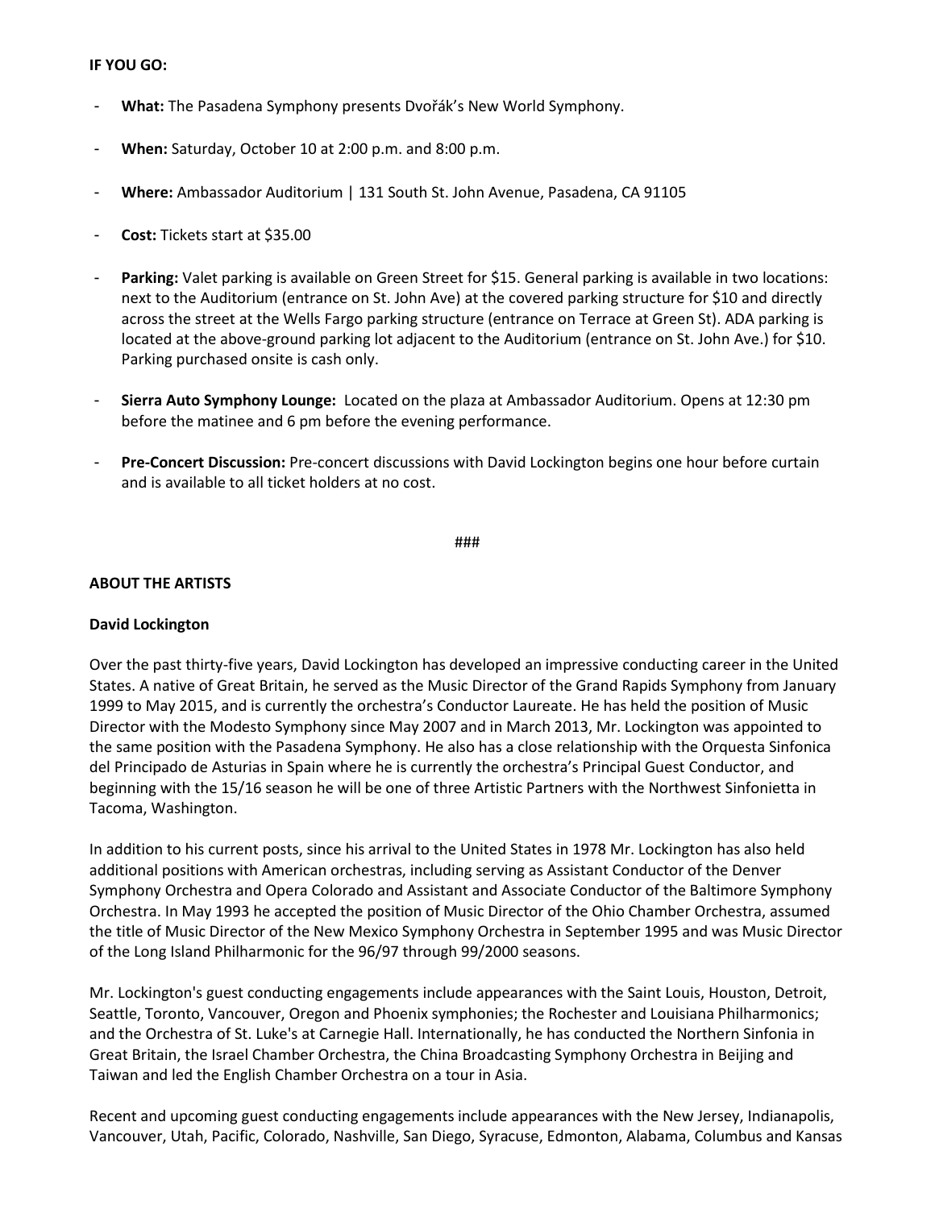**IF YOU GO:**

- **What:** The Pasadena Symphony presents Dvořák's New World Symphony.
- **When:** Saturday, October 10 at 2:00 p.m. and 8:00 p.m.
- **Where:** Ambassador Auditorium | 131 South St. John Avenue, Pasadena, CA 91105
- **Cost:** Tickets start at $35.00
- **Parking:** Valet parking is available on Green Street for $15. General parking is available in two locations: next to the Auditorium (entrance on St. John Ave) at the covered parking structure for $10 and directly across the street at the Wells Fargo parking structure (entrance on Terrace at Green St). ADA parking is located at the above-ground parking lot adjacent to the Auditorium (entrance on St. John Ave.) for $10. Parking purchased onsite is cash only.
- **Sierra Auto Symphony Lounge:** Located on the plaza at Ambassador Auditorium. Opens at 12:30 pm before the matinee and 6 pm before the evening performance.
- **Pre-Concert Discussion:** Pre-concert discussions with David Lockington begins one hour before curtain and is available to all ticket holders at no cost.

###

**ABOUT THE ARTISTS**

**David Lockington**

Over the past thirty-five years, David Lockington has developed an impressive conducting career in the United States. A native of Great Britain, he served as the Music Director of the Grand Rapids Symphony from January 1999 to May 2015, and is currently the orchestra's Conductor Laureate. He has held the position of Music Director with the Modesto Symphony since May 2007 and in March 2013, Mr. Lockington was appointed to the same position with the Pasadena Symphony. He also has a close relationship with the Orquesta Sinfonica del Principado de Asturias in Spain where he is currently the orchestra's Principal Guest Conductor, and beginning with the 15/16 season he will be one of three Artistic Partners with the Northwest Sinfonietta in Tacoma, Washington.

In addition to his current posts, since his arrival to the United States in 1978 Mr. Lockington has also held additional positions with American orchestras, including serving as Assistant Conductor of the Denver Symphony Orchestra and Opera Colorado and Assistant and Associate Conductor of the Baltimore Symphony Orchestra. In May 1993 he accepted the position of Music Director of the Ohio Chamber Orchestra, assumed the title of Music Director of the New Mexico Symphony Orchestra in September 1995 and was Music Director of the Long Island Philharmonic for the 96/97 through 99/2000 seasons.

Mr. Lockington's guest conducting engagements include appearances with the Saint Louis, Houston, Detroit, Seattle, Toronto, Vancouver, Oregon and Phoenix symphonies; the Rochester and Louisiana Philharmonics; and the Orchestra of St. Luke's at Carnegie Hall. Internationally, he has conducted the Northern Sinfonia in Great Britain, the Israel Chamber Orchestra, the China Broadcasting Symphony Orchestra in Beijing and Taiwan and led the English Chamber Orchestra on a tour in Asia.

Recent and upcoming guest conducting engagements include appearances with the New Jersey, Indianapolis, Vancouver, Utah, Pacific, Colorado, Nashville, San Diego, Syracuse, Edmonton, Alabama, Columbus and Kansas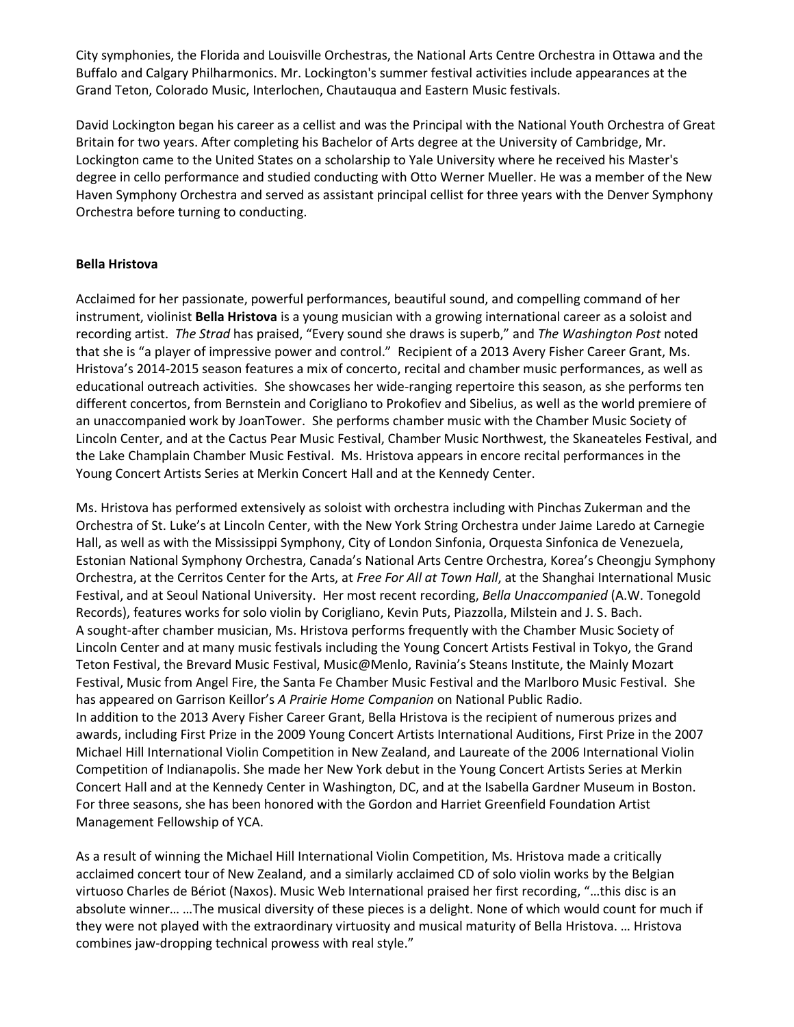City symphonies, the Florida and Louisville Orchestras, the National Arts Centre Orchestra in Ottawa and the Buffalo and Calgary Philharmonics. Mr. Lockington's summer festival activities include appearances at the Grand Teton, Colorado Music, Interlochen, Chautauqua and Eastern Music festivals.

David Lockington began his career as a cellist and was the Principal with the National Youth Orchestra of Great Britain for two years. After completing his Bachelor of Arts degree at the University of Cambridge, Mr. Lockington came to the United States on a scholarship to Yale University where he received his Master's degree in cello performance and studied conducting with Otto Werner Mueller. He was a member of the New Haven Symphony Orchestra and served as assistant principal cellist for three years with the Denver Symphony Orchestra before turning to conducting.

**Bella Hristova**

Acclaimed for her passionate, powerful performances, beautiful sound, and compelling command of her instrument, violinist **Bella Hristova** is a young musician with a growing international career as a soloist and recording artist. *The Strad* has praised, "Every sound she draws is superb," and *The Washington Post* noted that she is "a player of impressive power and control." Recipient of a 2013 Avery Fisher Career Grant, Ms. Hristova's 2014-2015 season features a mix of concerto, recital and chamber music performances, as well as educational outreach activities. She showcases her wide-ranging repertoire this season, as she performs ten different concertos, from Bernstein and Corigliano to Prokofiev and Sibelius, as well as the world premiere of an unaccompanied work by JoanTower. She performs chamber music with the Chamber Music Society of Lincoln Center, and at the Cactus Pear Music Festival, Chamber Music Northwest, the Skaneateles Festival, and the Lake Champlain Chamber Music Festival. Ms. Hristova appears in encore recital performances in the Young Concert Artists Series at Merkin Concert Hall and at the Kennedy Center.

Ms. Hristova has performed extensively as soloist with orchestra including with Pinchas Zukerman and the Orchestra of St. Luke's at Lincoln Center, with the New York String Orchestra under Jaime Laredo at Carnegie Hall, as well as with the Mississippi Symphony, City of London Sinfonia, Orquesta Sinfonica de Venezuela, Estonian National Symphony Orchestra, Canada's National Arts Centre Orchestra, Korea's Cheongju Symphony Orchestra, at the Cerritos Center for the Arts, at *Free For All at Town Hall*, at the Shanghai International Music Festival, and at Seoul National University. Her most recent recording, *Bella Unaccompanied* (A.W. Tonegold Records), features works for solo violin by Corigliano, Kevin Puts, Piazzolla, Milstein and J. S. Bach.
A sought-after chamber musician, Ms. Hristova performs frequently with the Chamber Music Society of Lincoln Center and at many music festivals including the Young Concert Artists Festival in Tokyo, the Grand Teton Festival, the Brevard Music Festival, Music@Menlo, Ravinia's Steans Institute, the Mainly Mozart Festival, Music from Angel Fire, the Santa Fe Chamber Music Festival and the Marlboro Music Festival. She has appeared on Garrison Keillor's *A Prairie Home Companion* on National Public Radio.
In addition to the 2013 Avery Fisher Career Grant, Bella Hristova is the recipient of numerous prizes and awards, including First Prize in the 2009 Young Concert Artists International Auditions, First Prize in the 2007 Michael Hill International Violin Competition in New Zealand, and Laureate of the 2006 International Violin Competition of Indianapolis. She made her New York debut in the Young Concert Artists Series at Merkin Concert Hall and at the Kennedy Center in Washington, DC, and at the Isabella Gardner Museum in Boston. For three seasons, she has been honored with the Gordon and Harriet Greenfield Foundation Artist Management Fellowship of YCA.

As a result of winning the Michael Hill International Violin Competition, Ms. Hristova made a critically acclaimed concert tour of New Zealand, and a similarly acclaimed CD of solo violin works by the Belgian virtuoso Charles de Bériot (Naxos). Music Web International praised her first recording, "…this disc is an absolute winner… …The musical diversity of these pieces is a delight. None of which would count for much if they were not played with the extraordinary virtuosity and musical maturity of Bella Hristova. … Hristova combines jaw-dropping technical prowess with real style."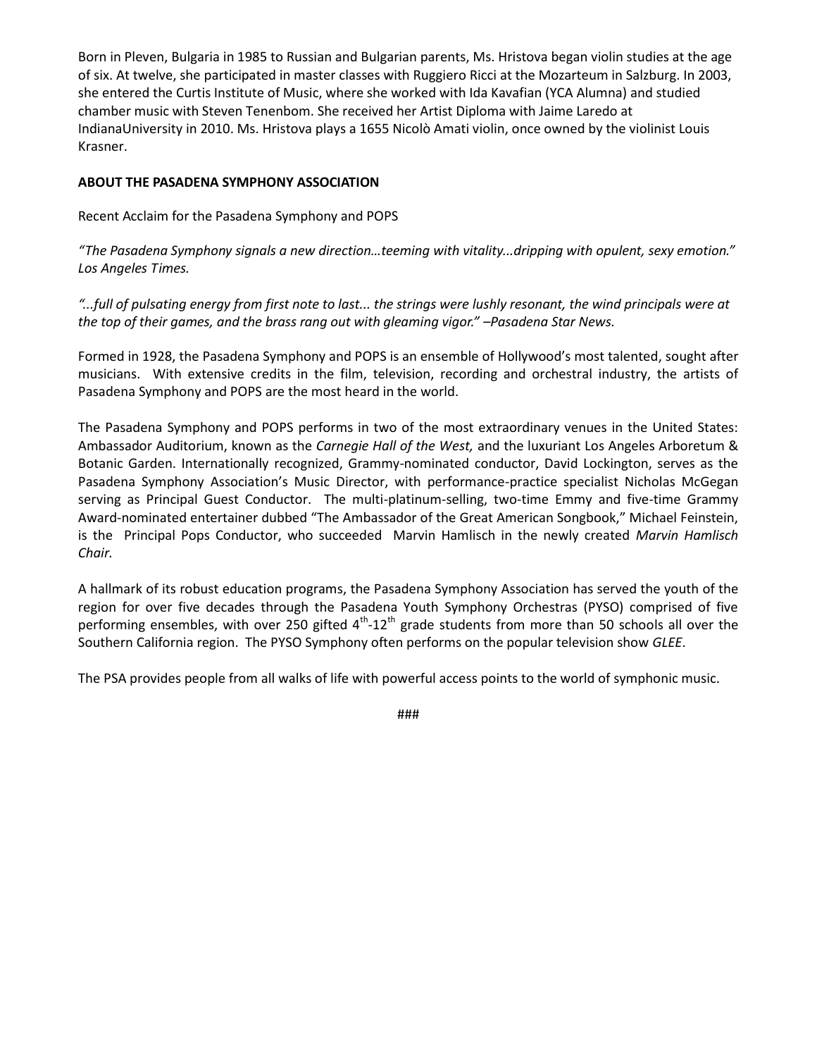Born in Pleven, Bulgaria in 1985 to Russian and Bulgarian parents, Ms. Hristova began violin studies at the age of six. At twelve, she participated in master classes with Ruggiero Ricci at the Mozarteum in Salzburg. In 2003, she entered the Curtis Institute of Music, where she worked with Ida Kavafian (YCA Alumna) and studied chamber music with Steven Tenenbom. She received her Artist Diploma with Jaime Laredo at IndianaUniversity in 2010. Ms. Hristova plays a 1655 Nicolò Amati violin, once owned by the violinist Louis Krasner.

**ABOUT THE PASADENA SYMPHONY ASSOCIATION**

Recent Acclaim for the Pasadena Symphony and POPS

*"The Pasadena Symphony signals a new direction…teeming with vitality...dripping with opulent, sexy emotion." Los Angeles Times.*

*"...full of pulsating energy from first note to last... the strings were lushly resonant, the wind principals were at the top of their games, and the brass rang out with gleaming vigor." –Pasadena Star News.*

Formed in 1928, the Pasadena Symphony and POPS is an ensemble of Hollywood's most talented, sought after musicians. With extensive credits in the film, television, recording and orchestral industry, the artists of Pasadena Symphony and POPS are the most heard in the world.

The Pasadena Symphony and POPS performs in two of the most extraordinary venues in the United States: Ambassador Auditorium, known as the *Carnegie Hall of the West,* and the luxuriant Los Angeles Arboretum & Botanic Garden. Internationally recognized, Grammy-nominated conductor, David Lockington, serves as the Pasadena Symphony Association's Music Director, with performance-practice specialist Nicholas McGegan serving as Principal Guest Conductor. The multi-platinum-selling, two-time Emmy and five-time Grammy Award-nominated entertainer dubbed "The Ambassador of the Great American Songbook," Michael Feinstein, is the Principal Pops Conductor, who succeeded Marvin Hamlisch in the newly created *Marvin Hamlisch Chair.*

A hallmark of its robust education programs, the Pasadena Symphony Association has served the youth of the region for over five decades through the Pasadena Youth Symphony Orchestras (PYSO) comprised of five performing ensembles, with over 250 gifted 4th-12th grade students from more than 50 schools all over the Southern California region. The PYSO Symphony often performs on the popular television show *GLEE*.

The PSA provides people from all walks of life with powerful access points to the world of symphonic music.

###